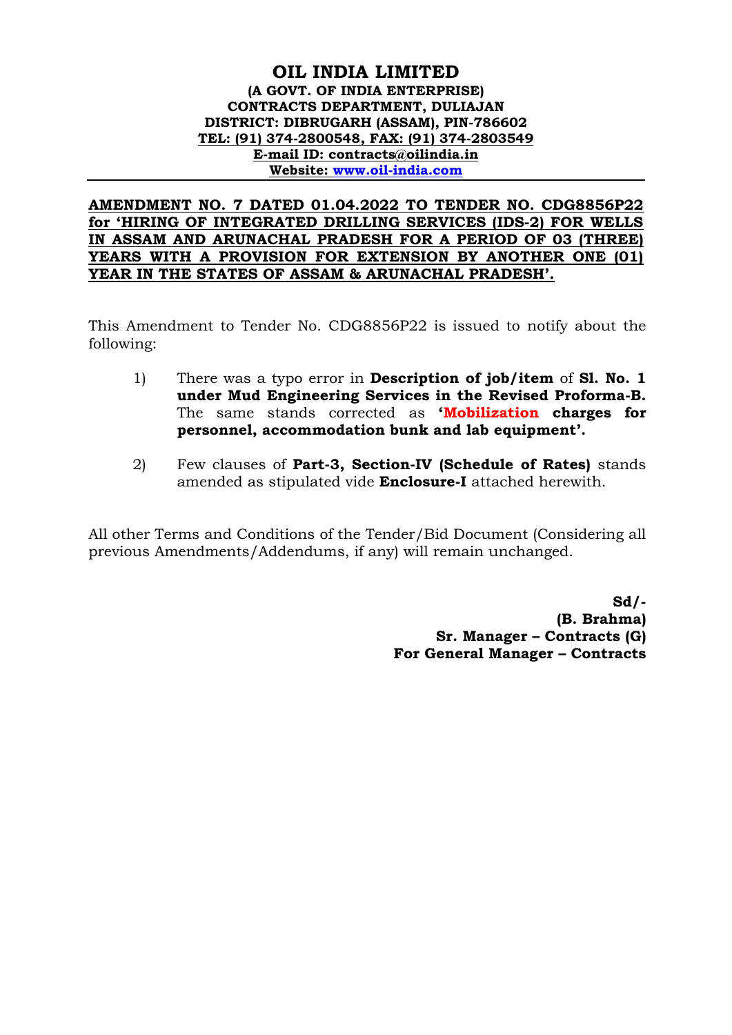# OIL INDIA LIMITED

**(A GOVT. OF INDIA ENTERPRISE)**
**CONTRACTS DEPARTMENT, DULIAJAN**
**DISTRICT: DIBRUGARH (ASSAM), PIN-786602**
**TEL: (91) 374-2800548, FAX: (91) 374-2803549**
**E-mail ID: contracts@oilindia.in**
**Website: www.oil-india.com**

---

**AMENDMENT NO. 7 DATED 01.04.2022 TO TENDER NO. CDG8856P22 for 'HIRING OF INTEGRATED DRILLING SERVICES (IDS-2) FOR WELLS IN ASSAM AND ARUNACHAL PRADESH FOR A PERIOD OF 03 (THREE) YEARS WITH A PROVISION FOR EXTENSION BY ANOTHER ONE (01) YEAR IN THE STATES OF ASSAM & ARUNACHAL PRADESH'.**

This Amendment to Tender No. CDG8856P22 is issued to notify about the following:

1) There was a typo error in **Description of job/item** of **Sl. No. 1 under Mud Engineering Services in the Revised Proforma-B.** The same stands corrected as **'Mobilization charges for personnel, accommodation bunk and lab equipment'.**

2) Few clauses of **Part-3, Section-IV (Schedule of Rates)** stands amended as stipulated vide **Enclosure-I** attached herewith.

All other Terms and Conditions of the Tender/Bid Document (Considering all previous Amendments/Addendums, if any) will remain unchanged.

**Sd/-**
**(B. Brahma)**
**Sr. Manager – Contracts (G)**
**For General Manager – Contracts**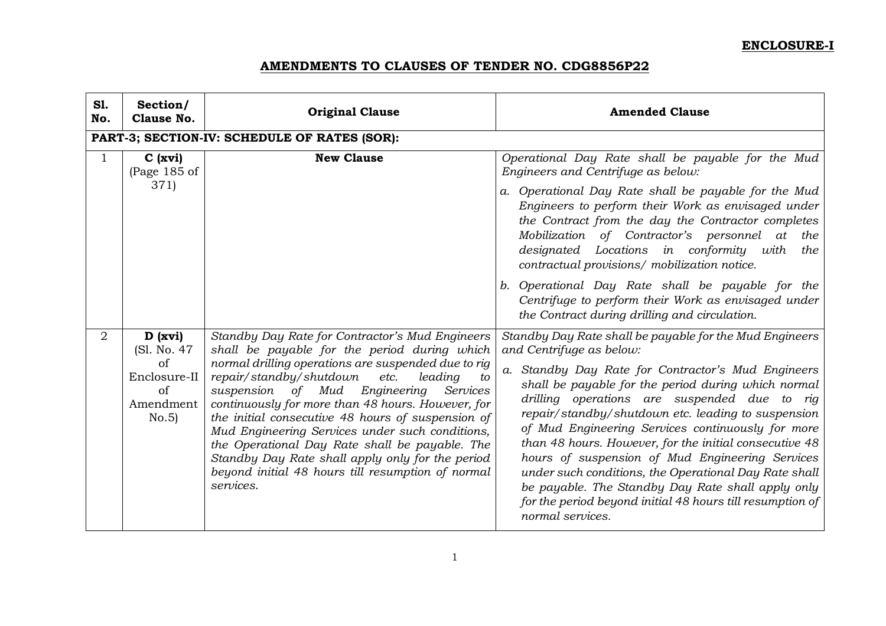**ENCLOSURE-I**

## AMENDMENTS TO CLAUSES OF TENDER NO. CDG8856P22

| Sl. No. | Section/ Clause No. | Original Clause | Amended Clause |
|---|---|---|---|
| **PART-3; SECTION-IV: SCHEDULE OF RATES (SOR):** | | | |
| 1 | **C (xvi)** (Page 185 of 371) | **New Clause** | *Operational Day Rate shall be payable for the Mud Engineers and Centrifuge as below:*<br>*a. Operational Day Rate shall be payable for the Mud Engineers to perform their Work as envisaged under the Contract from the day the Contractor completes Mobilization of Contractor's personnel at the designated Locations in conformity with the contractual provisions/ mobilization notice.*<br>*b. Operational Day Rate shall be payable for the Centrifuge to perform their Work as envisaged under the Contract during drilling and circulation.* |
| 2 | **D (xvi)** (Sl. No. 47 of Enclosure-II of Amendment No.5) | *Standby Day Rate for Contractor's Mud Engineers shall be payable for the period during which normal drilling operations are suspended due to rig repair/standby/shutdown etc. leading to suspension of Mud Engineering Services continuously for more than 48 hours. However, for the initial consecutive 48 hours of suspension of Mud Engineering Services under such conditions, the Operational Day Rate shall be payable. The Standby Day Rate shall apply only for the period beyond initial 48 hours till resumption of normal services.* | *Standby Day Rate shall be payable for the Mud Engineers and Centrifuge as below:*<br>*a. Standby Day Rate for Contractor's Mud Engineers shall be payable for the period during which normal drilling operations are suspended due to rig repair/standby/shutdown etc. leading to suspension of Mud Engineering Services continuously for more than 48 hours. However, for the initial consecutive 48 hours of suspension of Mud Engineering Services under such conditions, the Operational Day Rate shall be payable. The Standby Day Rate shall apply only for the period beyond initial 48 hours till resumption of normal services.* |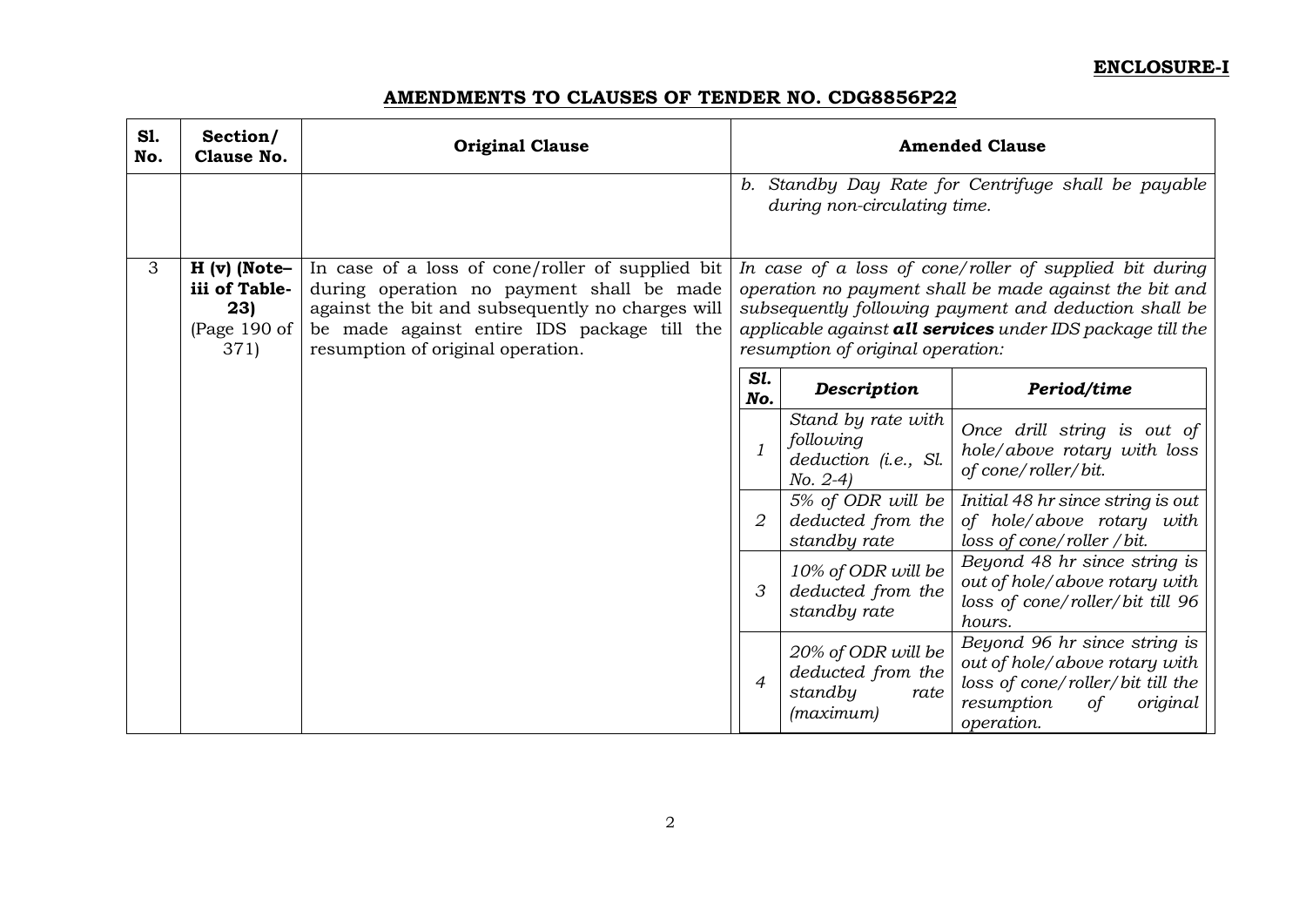**ENCLOSURE-I**

## AMENDMENTS TO CLAUSES OF TENDER NO. CDG8856P22

| Sl. No. | Section/ Clause No. | Original Clause | Amended Clause |
|---|---|---|---|
| | | | *b. Standby Day Rate for Centrifuge shall be payable during non-circulating time.* |
| 3 | **H (v) (Note– iii of Table-23)** (Page 190 of 371) | In case of a loss of cone/roller of supplied bit during operation no payment shall be made against the bit and subsequently no charges will be made against entire IDS package till the resumption of original operation. | *In case of a loss of cone/roller of supplied bit during operation no payment shall be made against the bit and subsequently following payment and deduction shall be applicable against **all services** under IDS package till the resumption of original operation:* |

| Sl. No. | Description | Period/time |
|---|---|---|
| *1* | *Stand by rate with following deduction (i.e., Sl. No. 2-4)* | *Once drill string is out of hole/above rotary with loss of cone/roller/bit.* |
| *2* | *5% of ODR will be deducted from the standby rate* | *Initial 48 hr since string is out of hole/above rotary with loss of cone/roller /bit.* |
| *3* | *10% of ODR will be deducted from the standby rate* | *Beyond 48 hr since string is out of hole/above rotary with loss of cone/roller/bit till 96 hours.* |
| *4* | *20% of ODR will be deducted from the standby rate (maximum)* | *Beyond 96 hr since string is out of hole/above rotary with loss of cone/roller/bit till the resumption of original operation.* |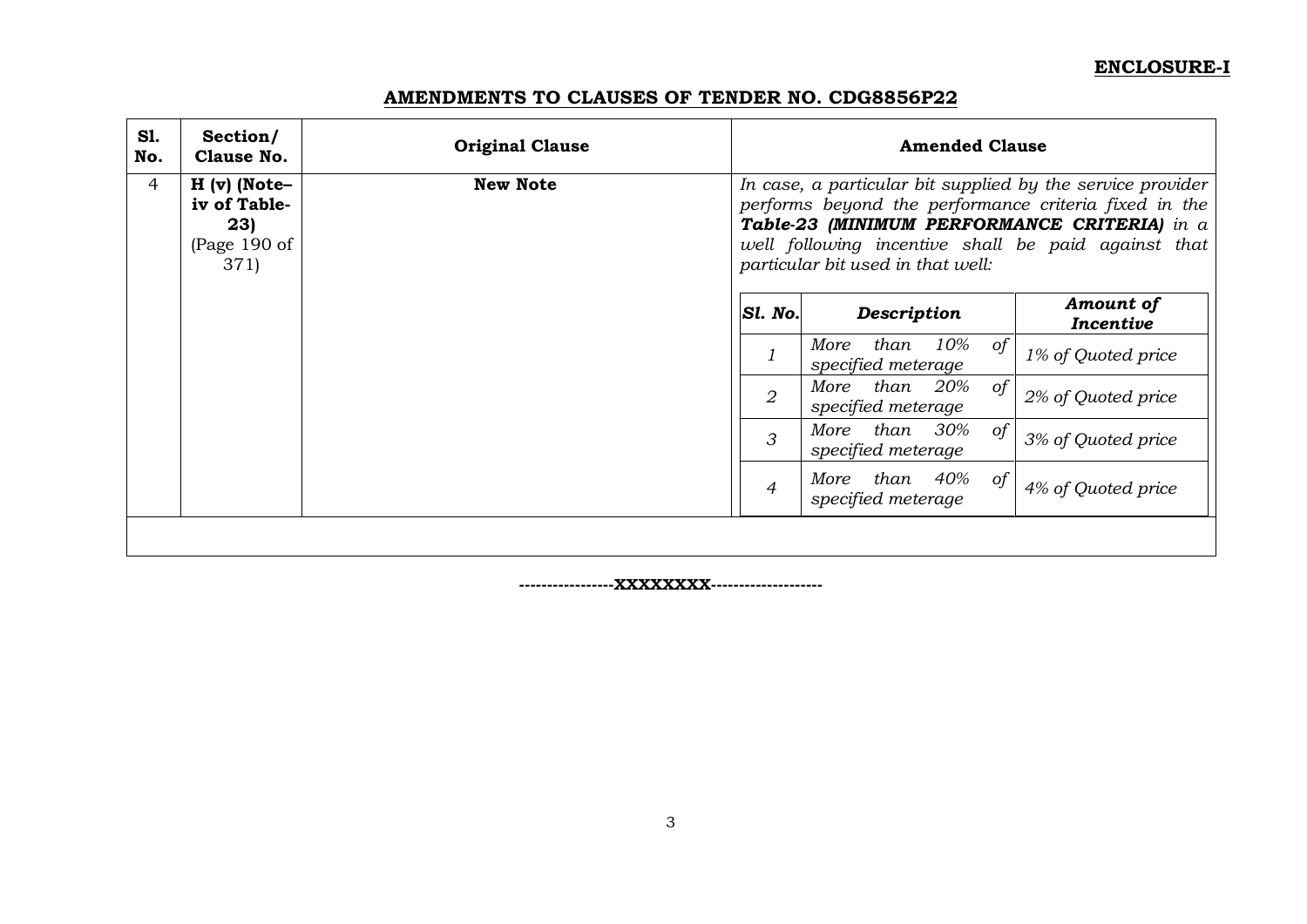**ENCLOSURE-I**

## AMENDMENTS TO CLAUSES OF TENDER NO. CDG8856P22

| Sl. No. | Section/ Clause No. | Original Clause | Amended Clause |
|---|---|---|---|
| 4 | **H (v) (Note– iv of Table-23)** (Page 190 of 371) | **New Note** | *In case, a particular bit supplied by the service provider performs beyond the performance criteria fixed in the* ***Table-23 (MINIMUM PERFORMANCE CRITERIA)*** *in a well following incentive shall be paid against that particular bit used in that well:* |

| *Sl. No.* | *Description* | *Amount of Incentive* |
|---|---|---|
| *1* | *More than 10% of specified meterage* | *1% of Quoted price* |
| *2* | *More than 20% of specified meterage* | *2% of Quoted price* |
| *3* | *More than 30% of specified meterage* | *3% of Quoted price* |
| *4* | *More than 40% of specified meterage* | *4% of Quoted price* |

-----------------XXXXXXXX--------------------